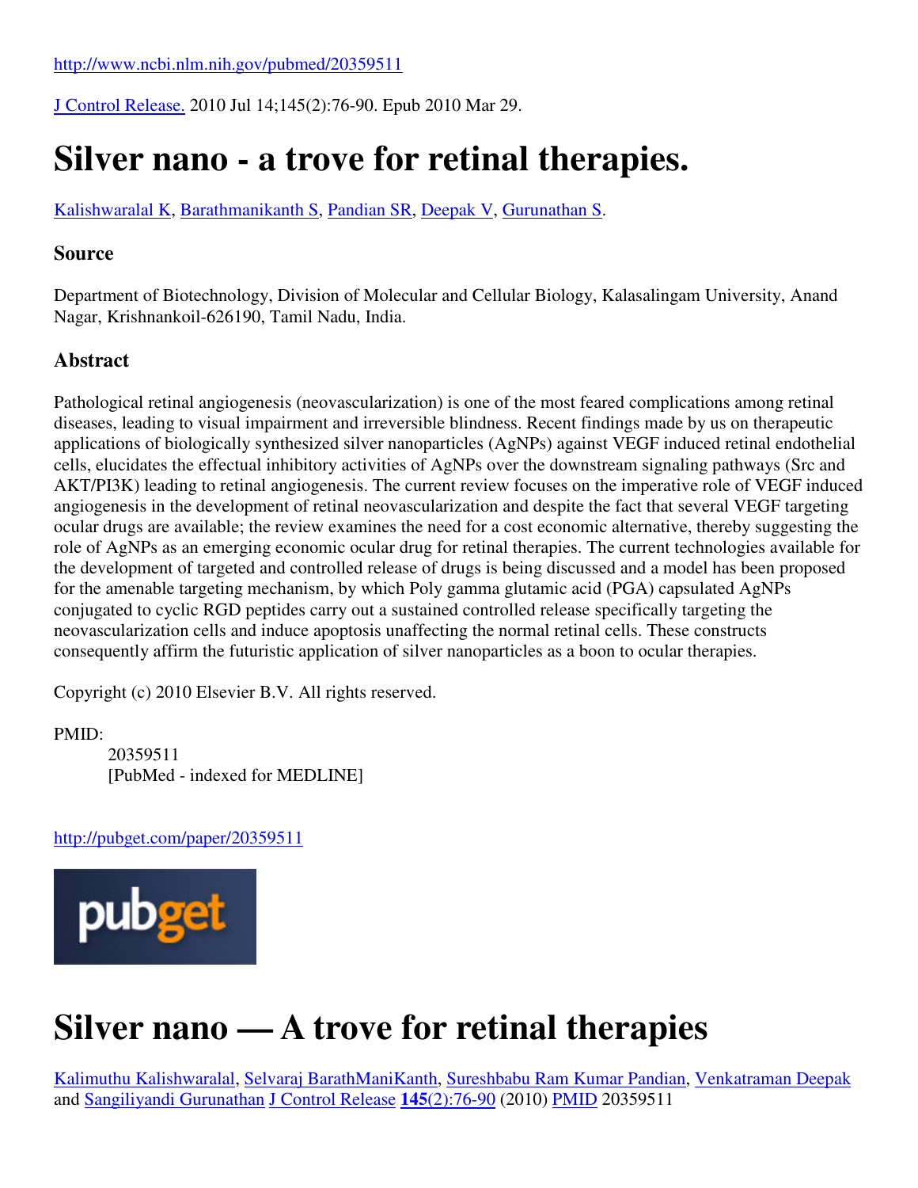http://www.ncbi.nlm.nih.gov/pubmed/20359511

J Control Release. 2010 Jul 14;145(2):76-90. Epub 2010 Mar 29.

# Silver nano - a trove for retinal therapies.

Kalishwaralal K, Barathmanikanth S, Pandian SR, Deepak V, Gurunathan S.

### Source

Department of Biotechnology, Division of Molecular and Cellular Biology, Kalasalingam University, Anand Nagar, Krishnankoil-626190, Tamil Nadu, India.

### Abstract

Pathological retinal angiogenesis (neovascularization) is one of the most feared complications among retinal diseases, leading to visual impairment and irreversible blindness. Recent findings made by us on therapeutic applications of biologically synthesized silver nanoparticles (AgNPs) against VEGF induced retinal endothelial cells, elucidates the effectual inhibitory activities of AgNPs over the downstream signaling pathways (Src and AKT/PI3K) leading to retinal angiogenesis. The current review focuses on the imperative role of VEGF induced angiogenesis in the development of retinal neovascularization and despite the fact that several VEGF targeting ocular drugs are available; the review examines the need for a cost economic alternative, thereby suggesting the role of AgNPs as an emerging economic ocular drug for retinal therapies. The current technologies available for the development of targeted and controlled release of drugs is being discussed and a model has been proposed for the amenable targeting mechanism, by which Poly gamma glutamic acid (PGA) capsulated AgNPs conjugated to cyclic RGD peptides carry out a sustained controlled release specifically targeting the neovascularization cells and induce apoptosis unaffecting the normal retinal cells. These constructs consequently affirm the futuristic application of silver nanoparticles as a boon to ocular therapies.

Copyright (c) 2010 Elsevier B.V. All rights reserved.

PMID:
20359511
[PubMed - indexed for MEDLINE]

http://pubget.com/paper/20359511

pubget

# Silver nano — A trove for retinal therapies

Kalimuthu Kalishwaralal, Selvaraj BarathManiKanth, Sureshbabu Ram Kumar Pandian, Venkatraman Deepak and Sangiliyandi Gurunathan J Control Release **145**(2):76-90 (2010) PMID 20359511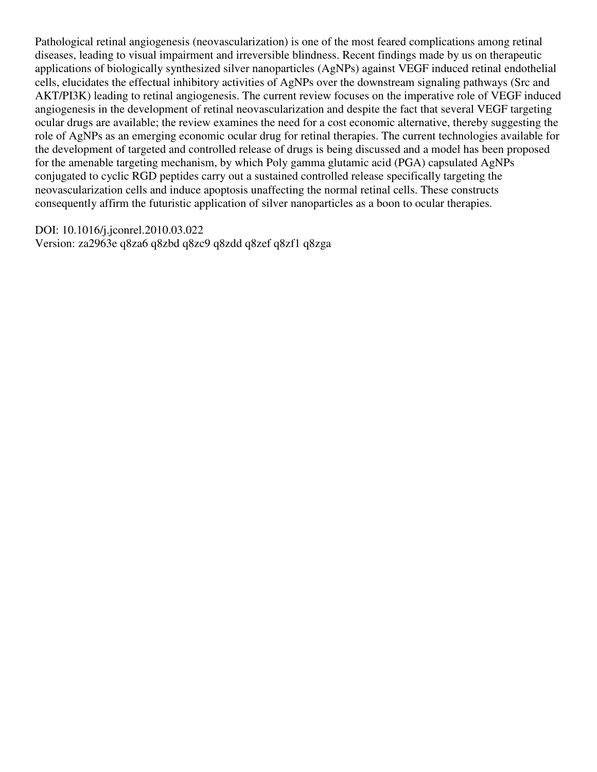Pathological retinal angiogenesis (neovascularization) is one of the most feared complications among retinal diseases, leading to visual impairment and irreversible blindness. Recent findings made by us on therapeutic applications of biologically synthesized silver nanoparticles (AgNPs) against VEGF induced retinal endothelial cells, elucidates the effectual inhibitory activities of AgNPs over the downstream signaling pathways (Src and AKT/PI3K) leading to retinal angiogenesis. The current review focuses on the imperative role of VEGF induced angiogenesis in the development of retinal neovascularization and despite the fact that several VEGF targeting ocular drugs are available; the review examines the need for a cost economic alternative, thereby suggesting the role of AgNPs as an emerging economic ocular drug for retinal therapies. The current technologies available for the development of targeted and controlled release of drugs is being discussed and a model has been proposed for the amenable targeting mechanism, by which Poly gamma glutamic acid (PGA) capsulated AgNPs conjugated to cyclic RGD peptides carry out a sustained controlled release specifically targeting the neovascularization cells and induce apoptosis unaffecting the normal retinal cells. These constructs consequently affirm the futuristic application of silver nanoparticles as a boon to ocular therapies.

DOI: 10.1016/j.jconrel.2010.03.022
Version: za2963e q8za6 q8zbd q8zc9 q8zdd q8zef q8zf1 q8zga